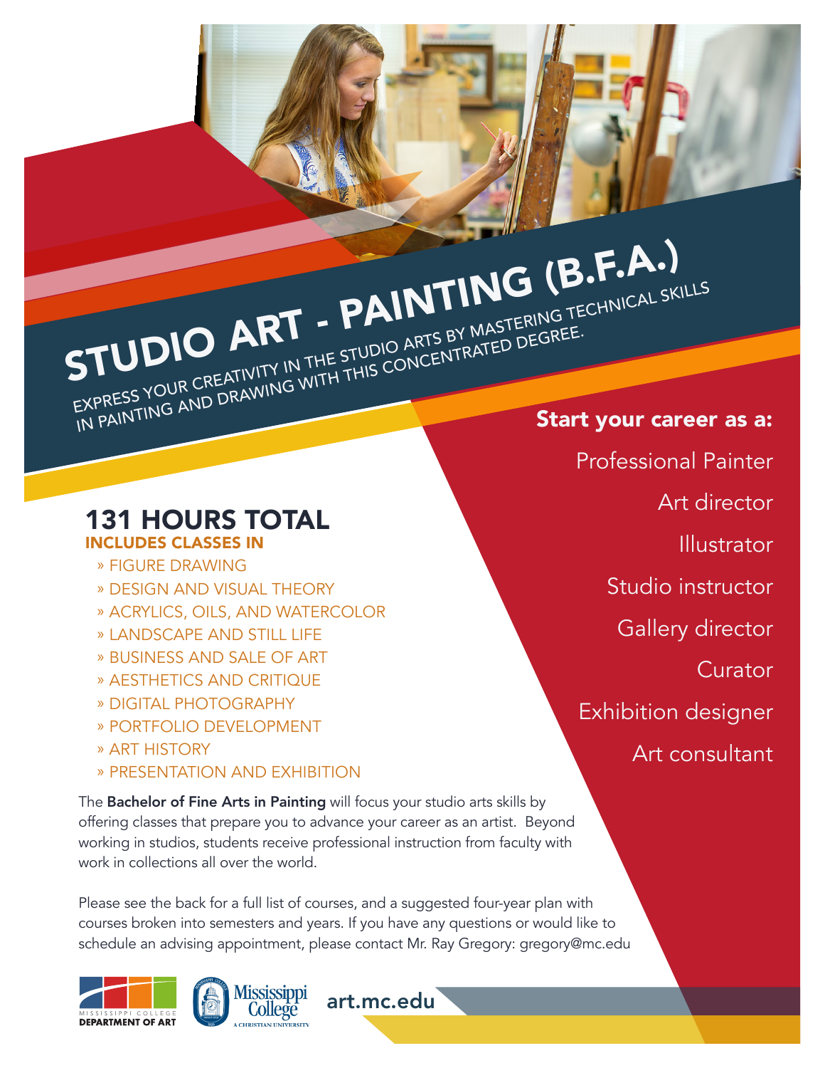# STUDIO ART - PAINTING (B.F.A.)

EXPRESS YOUR CREATIVITY IN THE STUDIO ARTS BY MASTERING TECHNICAL SKILLS IN PAINTING AND DRAWING WITH THIS CONCENTRATED DEGREE.

## 131 HOURS TOTAL

**INCLUDES CLASSES IN**

- » FIGURE DRAWING
- » DESIGN AND VISUAL THEORY
- » ACRYLICS, OILS, AND WATERCOLOR
- » LANDSCAPE AND STILL LIFE
- » BUSINESS AND SALE OF ART
- » AESTHETICS AND CRITIQUE
- » DIGITAL PHOTOGRAPHY
- » PORTFOLIO DEVELOPMENT
- » ART HISTORY
- » PRESENTATION AND EXHIBITION

**Start your career as a:**

- Professional Painter
- Art director
- Illustrator
- Studio instructor
- Gallery director
- Curator
- Exhibition designer
- Art consultant

The **Bachelor of Fine Arts in Painting** will focus your studio arts skills by offering classes that prepare you to advance your career as an artist. Beyond working in studios, students receive professional instruction from faculty with work in collections all over the world.

Please see the back for a full list of courses, and a suggested four-year plan with courses broken into semesters and years. If you have any questions or would like to schedule an advising appointment, please contact Mr. Ray Gregory: gregory@mc.edu

MISSISSIPPI COLLEGE DEPARTMENT OF ART

Mississippi College A CHRISTIAN UNIVERSITY

art.mc.edu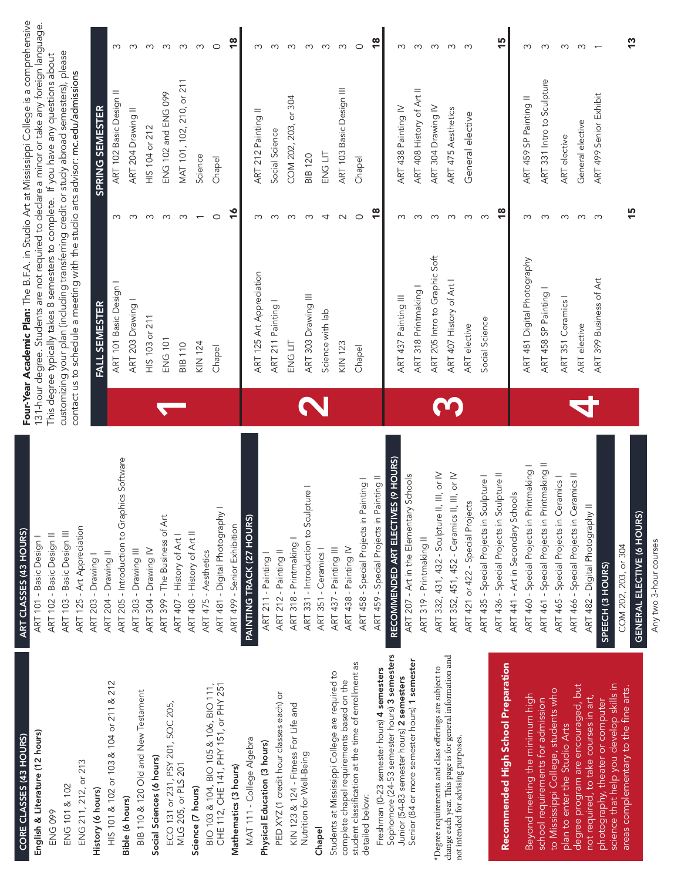## CORE CLASSES (43 HOURS)

**English & Literature (12 hours)**
- ENG 099
- ENG 101 & 102
- ENG 211, 212, or 213

**History (6 hours)**
- HIS 101 & 102 or 103 & 104 or 211 & 212

**Bible (6 hours)**
- BIB 110 & 120 Old and New Testament

**Social Sciences (6 hours)**
- ECO 131 or 231, PSY 201, SOC 205, MLG 205, or PLS 201

**Science (7 hours)**
- BIO 103 & 104, BIO 105 & 106, BIO 111, CHE 112, CHE 141, PHY 151, or PHY 251

**Mathematics (3 hours)**
- MAT 111 - College Algebra

**Physical Education (3 hours)**
- PED XYZ (1 credit hour classes each) or
- KIN 123 & 124 - Fitness For Life and Nutrition for Well-Being

**Chapel**

Students at Mississippi College are required to complete chapel requirements based on the student classification at the time of enrollment as detailed below:

- Freshman (0-23 semester hours) **4 semesters**
- Sophomore (24-53 semester hours) **3 semesters**
- Junior (54-83 semester hours) **2 semesters**
- Senior (84 or more semester hours) **1 semester**

*Degree requirements and class offerings are subject to change each year. This page is for general information and not intended for advising purposes.

### Recommended High School Preparation

Beyond meeting the minimum high school requirements for admission to Mississippi College, students who plan to enter the Studio Arts degree program are encouraged, but not required, to take courses in art, photography, theater or computer science that help you develop skills in areas complementary to the fine arts.

## ART CLASSES (43 HOURS)

- ART 101 - Basic Design I
- ART 102 - Basic Design II
- ART 103 - Basic Design III
- ART 125 - Art Appreciation
- ART 203 - Drawing I
- ART 204 - Drawing II
- ART 205 - Introduction to Graphics Software
- ART 303 - Drawing III
- ART 304 - Drawing IV
- ART 399 - The Business of Art
- ART 407 - History of Art I
- ART 408 - History of Art II
- ART 475 - Aesthetics
- ART 481 - Digital Photography I
- ART 499 - Senior Exhibition

## PAINTING TRACK (27 HOURS)

- ART 211 - Painting I
- ART 212 - Painting II
- ART 318 - Printmaking I
- ART 331 - Introduction to Sculpture I
- ART 351 - Ceramics I
- ART 437 - Painting III
- ART 438 - Painting IV
- ART 458 - Special Projects in Painting I
- ART 459 - Special Projects in Painting II

## RECOMMENDED ART ELECTIVES (9 HOURS)

- ART 207 - Art in the Elementary Schools
- ART 319 - Printmaking II
- ART 332, 431, 432 - Sculpture II, III, or IV
- ART 352, 451, 452 - Ceramics II, III, or IV
- ART 421 or 422 - Special Projects
- ART 435 - Special Projects in Sculpture I
- ART 436 - Special Projects in Sculpture II
- ART 441 - Art in Secondary Schools
- ART 460 - Special Projects in Printmaking I
- ART 461 - Special Projects in Printmaking II
- ART 465 - Special Projects in Ceramics I
- ART 466 - Special Projects in Ceramics II
- ART 482 - Digital Photography II

## SPEECH (3 HOURS)

- COM 202, 203, or 304

## GENERAL ELECTIVE (6 HOURS)

- Any two 3-hour courses

**Four-Year Academic Plan:** The B.F.A. in Studio Art at Mississippi College is a comprehensive 131-hour degree. Students are not required to declare a minor or take any foreign language. This degree typically takes 8 semesters to complete. If you have any questions about customizing your plan (including transferring credit or study abroad semesters), please contact us to schedule a meeting with the studio arts advisor: **mc.edu/admissions**

| Year | FALL SEMESTER | | SPRING SEMESTER | |
|---|---|---|---|---|
| 1 | ART 101 Basic Design I | 3 | ART 102 Basic Design II | 3 |
| | ART 203 Drawing I | 3 | ART 204 Drawing II | 3 |
| | HIS 103 or 211 | 3 | HIS 104 or 212 | 3 |
| | ENG 101 | 3 | ENG 102 and ENG 099 | 3 |
| | BIB 110 | 3 | MAT 101, 102, 210, or 211 | 3 |
| | KIN 124 | 1 | Science | 3 |
| | Chapel | 0 | Chapel | 0 |
| | | **16** | | **18** |
| 2 | ART 125 Art Appreciation | 3 | ART 212 Painting II | 3 |
| | ART 211 Painting I | 3 | Social Science | 3 |
| | ENG LIT | 3 | COM 202, 203, or 304 | 3 |
| | ART 303 Drawing III | 3 | BIB 120 | 3 |
| | Science with lab | 4 | ENG LIT | 3 |
| | KIN 123 | 2 | ART 103 Basic Design III | 3 |
| | Chapel | 0 | Chapel | 0 |
| | | **18** | | **18** |
| 3 | ART 437 Painting III | 3 | ART 438 Painting IV | 3 |
| | ART 318 Printmaking I | 3 | ART 408 History of Art II | 3 |
| | ART 205 Intro to Graphic Soft | 3 | ART 304 Drawing IV | 3 |
| | ART 407 History of Art I | 3 | ART 475 Aesthetics | 3 |
| | ART elective | 3 | General elective | 3 |
| | Social Science | 3 | | |
| | | **18** | | **15** |
| 4 | ART 481 Digital Photography | 3 | ART 459 SP Painting II | 3 |
| | ART 458 SP Painting I | 3 | ART 331 Intro to Sculpture | 3 |
| | ART 351 Ceramics I | 3 | ART elective | 3 |
| | ART elective | 3 | General elective | 3 |
| | ART 399 Business of Art | 3 | ART 499 Senior Exhibit | 1 |
| | | **15** | | **13** |